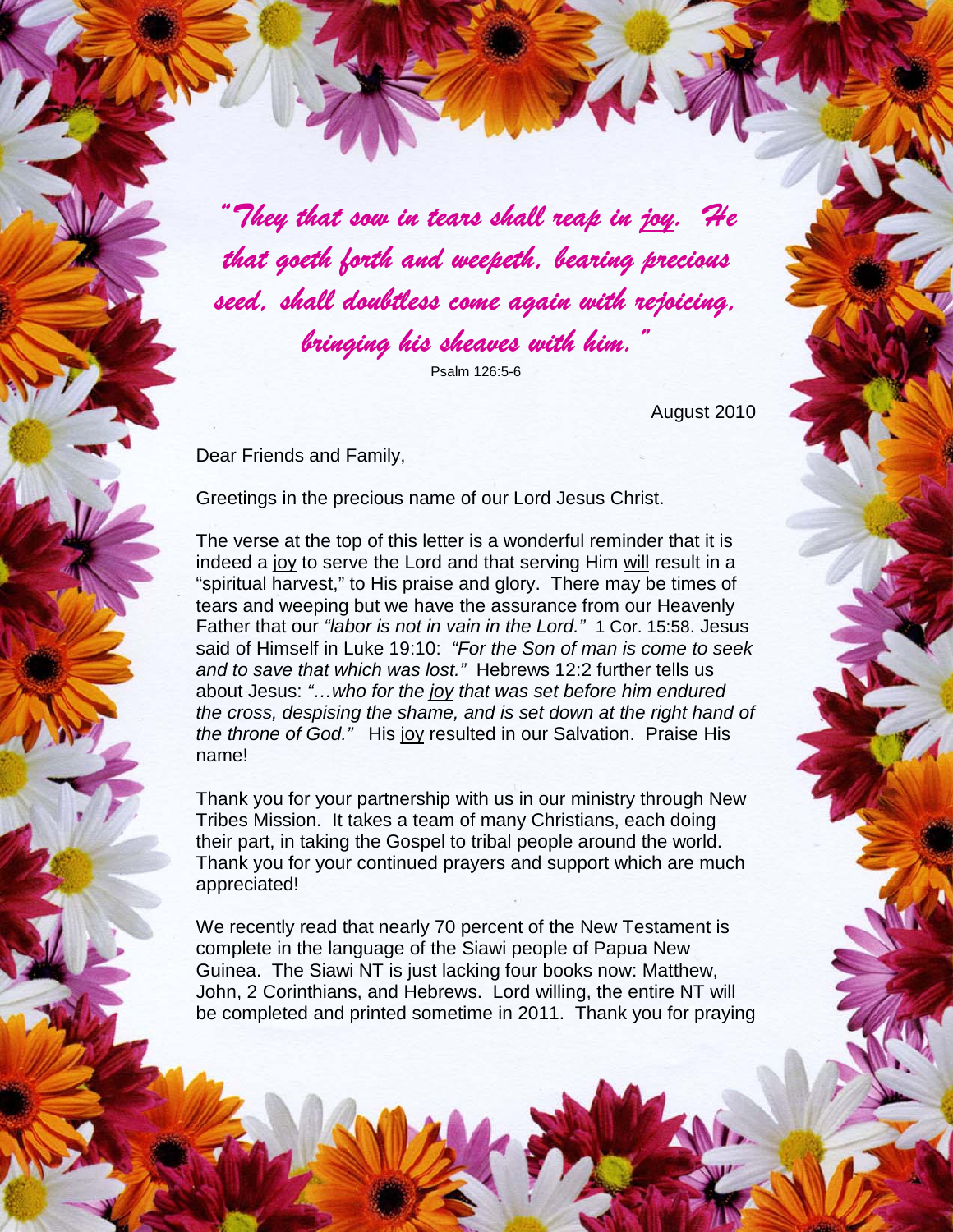*"They that sow in tears shall reap in joy. He that goeth forth and weepeth, bearing precious seed, shall doubtless come again with rejoicing, bringing his sheaves with him."*

Psalm 126:5-6

August 2010

Dear Friends and Family,

Greetings in the precious name of our Lord Jesus Christ.

The verse at the top of this letter is a wonderful reminder that it is indeed a joy to serve the Lord and that serving Him will result in a "spiritual harvest," to His praise and glory. There may be times of tears and weeping but we have the assurance from our Heavenly Father that our *"labor is not in vain in the Lord."* 1 Cor. 15:58. Jesus said of Himself in Luke 19:10: *"For the Son of man is come to seek and to save that which was lost."* Hebrews 12:2 further tells us about Jesus: *"…who for the joy that was set before him endured the cross, despising the shame, and is set down at the right hand of the throne of God."* His joy resulted in our Salvation. Praise His name!

Thank you for your partnership with us in our ministry through New Tribes Mission. It takes a team of many Christians, each doing their part, in taking the Gospel to tribal people around the world. Thank you for your continued prayers and support which are much appreciated!

We recently read that nearly 70 percent of the New Testament is complete in the language of the Siawi people of Papua New Guinea. The Siawi NT is just lacking four books now: Matthew, John, 2 Corinthians, and Hebrews. Lord willing, the entire NT will be completed and printed sometime in 2011. Thank you for praying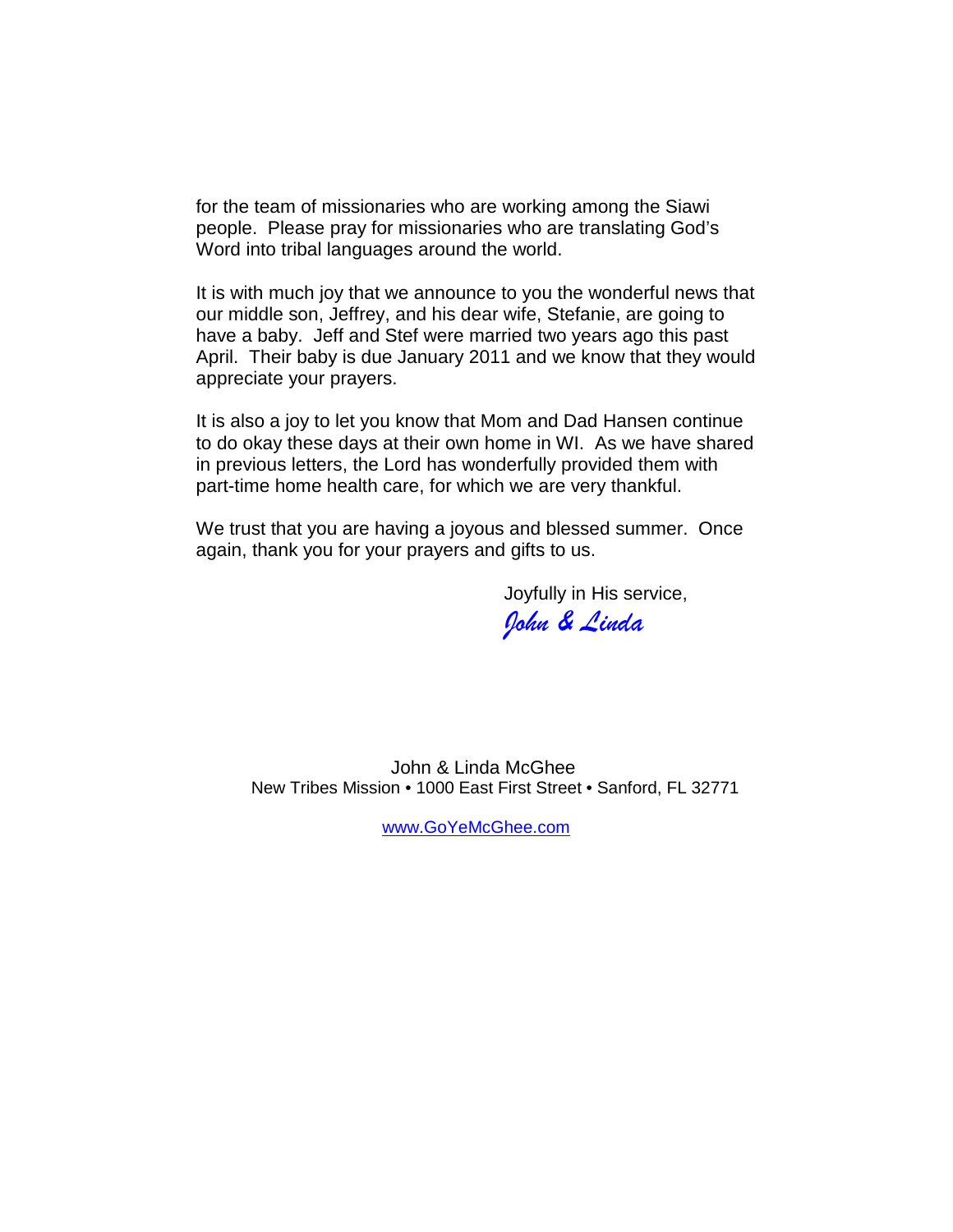for the team of missionaries who are working among the Siawi people. Please pray for missionaries who are translating God's Word into tribal languages around the world.

It is with much joy that we announce to you the wonderful news that our middle son, Jeffrey, and his dear wife, Stefanie, are going to have a baby. Jeff and Stef were married two years ago this past April. Their baby is due January 2011 and we know that they would appreciate your prayers.

It is also a joy to let you know that Mom and Dad Hansen continue to do okay these days at their own home in WI. As we have shared in previous letters, the Lord has wonderfully provided them with part-time home health care, for which we are very thankful.

We trust that you are having a joyous and blessed summer. Once again, thank you for your prayers and gifts to us.

Joyfully in His service,

*John & Linda*

John & Linda McGhee
New Tribes Mission • 1000 East First Street • Sanford, FL 32771

www.GoYeMcGhee.com